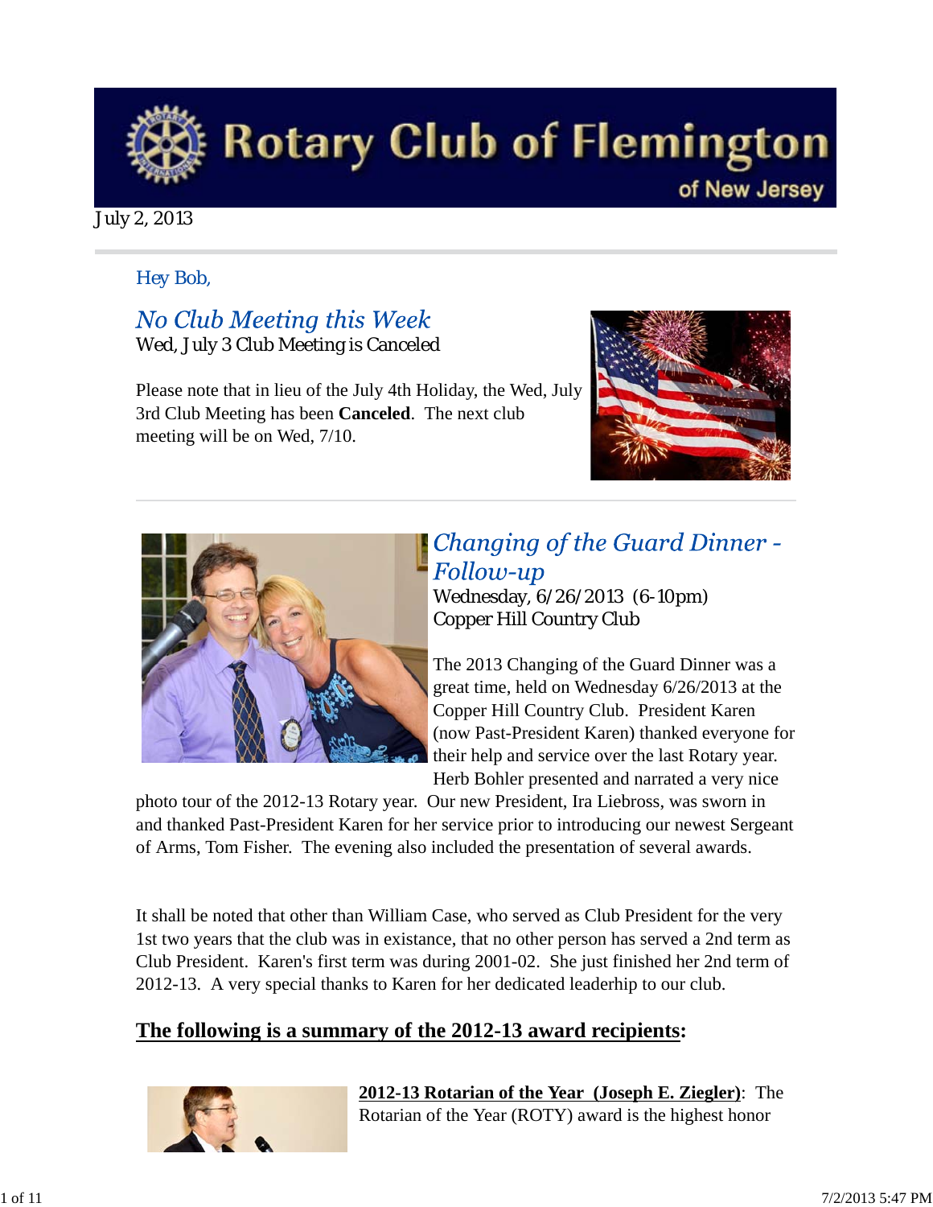# Rotary Club of Flemington

of New Jersey

July 2, 2013

Hey Bob,

## *No Club Meeting this Week*

Wed, July 3 Club Meeting is Canceled

Please note that in lieu of the July 4th Holiday, the Wed, July 3rd Club Meeting has been **Canceled**. The next club meeting will be on Wed, 7/10.

## *Changing of the Guard Dinner - Follow-up*

Wednesday, 6/26/2013 (6-10pm)
Copper Hill Country Club

The 2013 Changing of the Guard Dinner was a great time, held on Wednesday 6/26/2013 at the Copper Hill Country Club. President Karen (now Past-President Karen) thanked everyone for their help and service over the last Rotary year. Herb Bohler presented and narrated a very nice photo tour of the 2012-13 Rotary year. Our new President, Ira Liebross, was sworn in and thanked Past-President Karen for her service prior to introducing our newest Sergeant of Arms, Tom Fisher. The evening also included the presentation of several awards.

It shall be noted that other than William Case, who served as Club President for the very 1st two years that the club was in existance, that no other person has served a 2nd term as Club President. Karen's first term was during 2001-02. She just finished her 2nd term of 2012-13. A very special thanks to Karen for her dedicated leaderhip to our club.

**The following is a summary of the 2012-13 award recipients:**

**2012-13 Rotarian of the Year (Joseph E. Ziegler)**: The Rotarian of the Year (ROTY) award is the highest honor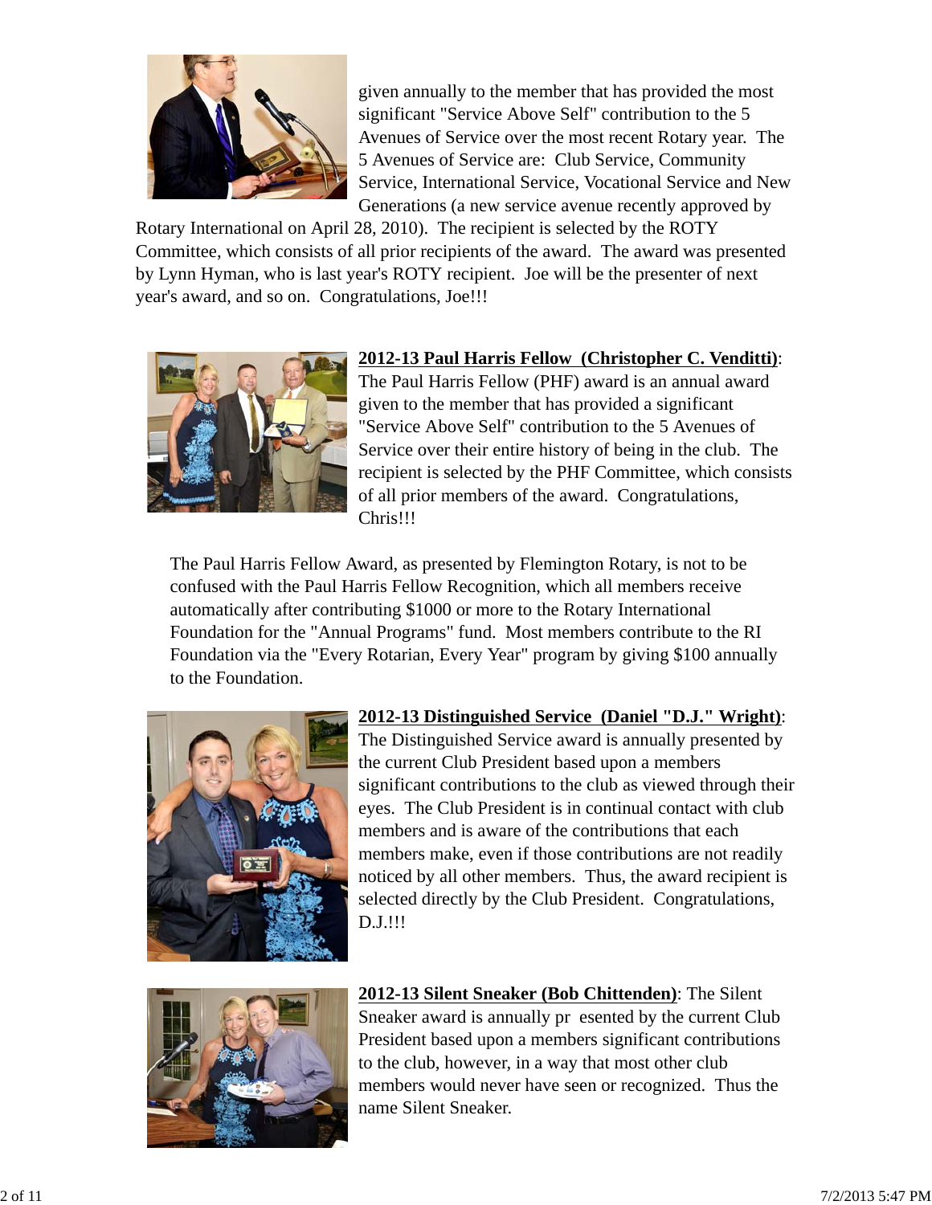given annually to the member that has provided the most significant "Service Above Self" contribution to the 5 Avenues of Service over the most recent Rotary year. The 5 Avenues of Service are: Club Service, Community Service, International Service, Vocational Service and New Generations (a new service avenue recently approved by Rotary International on April 28, 2010). The recipient is selected by the ROTY Committee, which consists of all prior recipients of the award. The award was presented by Lynn Hyman, who is last year's ROTY recipient. Joe will be the presenter of next year's award, and so on. Congratulations, Joe!!!

**2012-13 Paul Harris Fellow (Christopher C. Venditti)**: The Paul Harris Fellow (PHF) award is an annual award given to the member that has provided a significant "Service Above Self" contribution to the 5 Avenues of Service over their entire history of being in the club. The recipient is selected by the PHF Committee, which consists of all prior members of the award. Congratulations, Chris!!!

The Paul Harris Fellow Award, as presented by Flemington Rotary, is not to be confused with the Paul Harris Fellow Recognition, which all members receive automatically after contributing $1000 or more to the Rotary International Foundation for the "Annual Programs" fund. Most members contribute to the RI Foundation via the "Every Rotarian, Every Year" program by giving $100 annually to the Foundation.

**2012-13 Distinguished Service (Daniel "D.J." Wright)**: The Distinguished Service award is annually presented by the current Club President based upon a members significant contributions to the club as viewed through their eyes. The Club President is in continual contact with club members and is aware of the contributions that each members make, even if those contributions are not readily noticed by all other members. Thus, the award recipient is selected directly by the Club President. Congratulations, D.J.!!!

**2012-13 Silent Sneaker (Bob Chittenden)**: The Silent Sneaker award is annually pr esented by the current Club President based upon a members significant contributions to the club, however, in a way that most other club members would never have seen or recognized. Thus the name Silent Sneaker.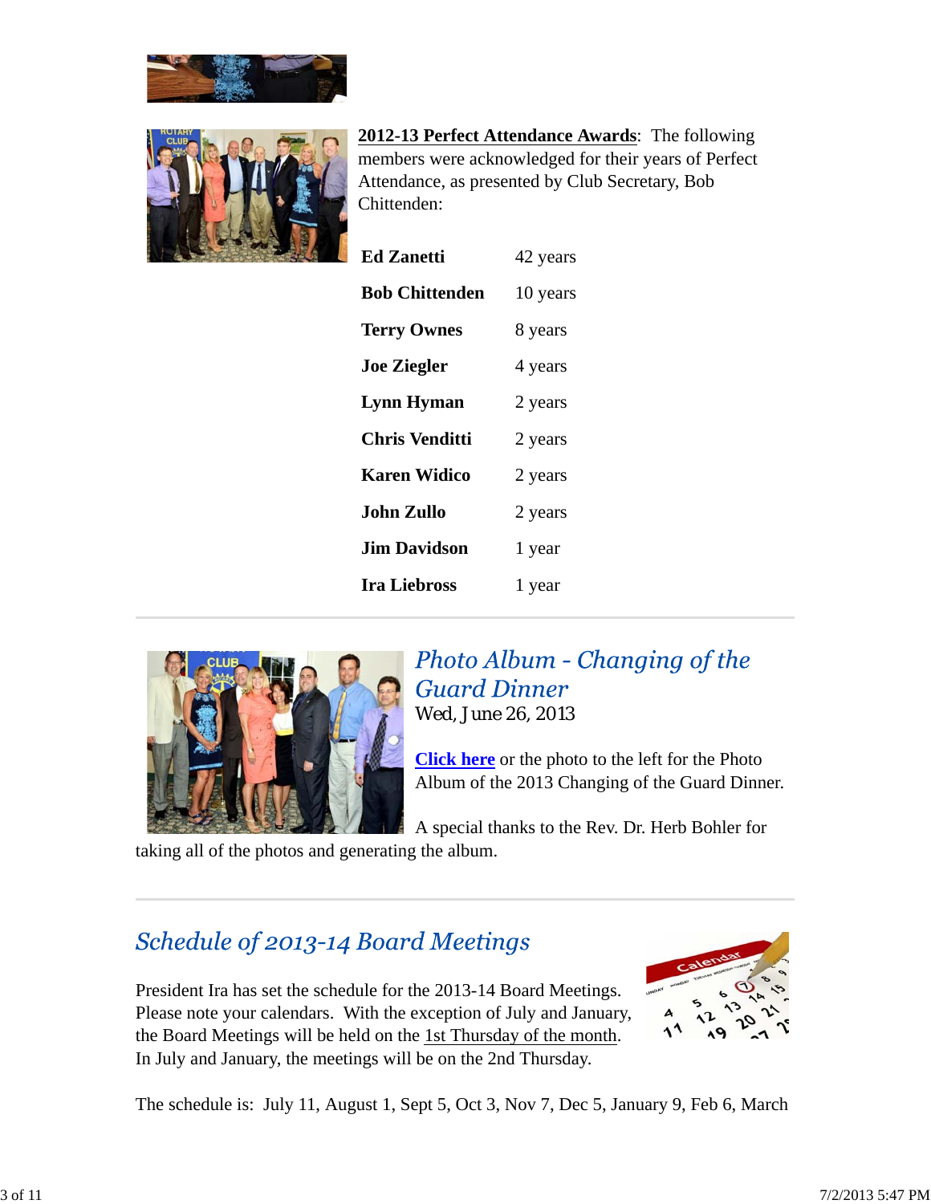**2012-13 Perfect Attendance Awards**: The following members were acknowledged for their years of Perfect Attendance, as presented by Club Secretary, Bob Chittenden:

| | |
|---|---|
| **Ed Zanetti** | 42 years |
| **Bob Chittenden** | 10 years |
| **Terry Ownes** | 8 years |
| **Joe Ziegler** | 4 years |
| **Lynn Hyman** | 2 years |
| **Chris Venditti** | 2 years |
| **Karen Widico** | 2 years |
| **John Zullo** | 2 years |
| **Jim Davidson** | 1 year |
| **Ira Liebross** | 1 year |

---

## *Photo Album - Changing of the Guard Dinner*

Wed, June 26, 2013

**Click here** or the photo to the left for the Photo Album of the 2013 Changing of the Guard Dinner.

A special thanks to the Rev. Dr. Herb Bohler for taking all of the photos and generating the album.

---

## *Schedule of 2013-14 Board Meetings*

President Ira has set the schedule for the 2013-14 Board Meetings. Please note your calendars. With the exception of July and January, the Board Meetings will be held on the 1st Thursday of the month. In July and January, the meetings will be on the 2nd Thursday.

The schedule is: July 11, August 1, Sept 5, Oct 3, Nov 7, Dec 5, January 9, Feb 6, March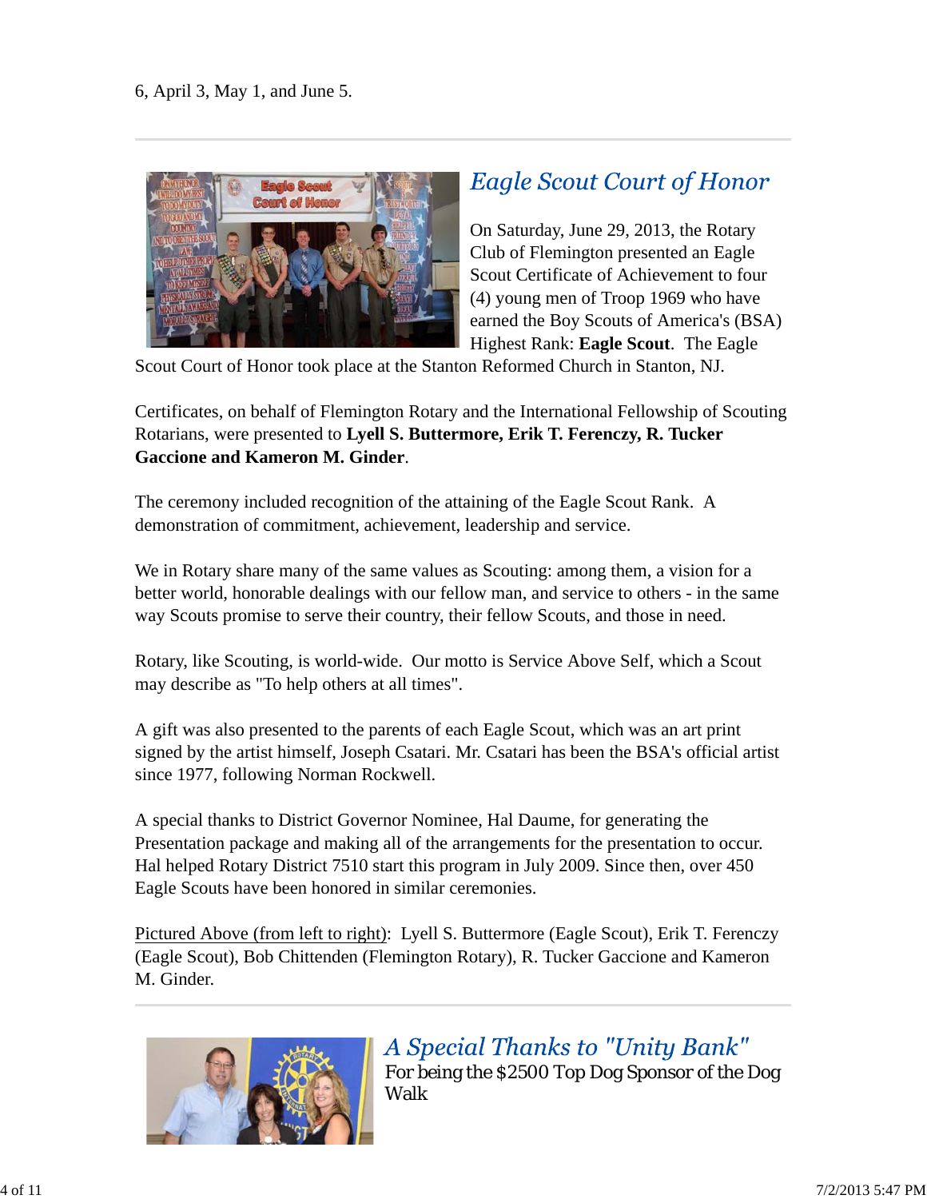6, April 3, May 1, and June 5.

---

## *Eagle Scout Court of Honor*

On Saturday, June 29, 2013, the Rotary Club of Flemington presented an Eagle Scout Certificate of Achievement to four (4) young men of Troop 1969 who have earned the Boy Scouts of America's (BSA) Highest Rank: **Eagle Scout**. The Eagle Scout Court of Honor took place at the Stanton Reformed Church in Stanton, NJ.

Certificates, on behalf of Flemington Rotary and the International Fellowship of Scouting Rotarians, were presented to **Lyell S. Buttermore, Erik T. Ferenczy, R. Tucker Gaccione and Kameron M. Ginder**.

The ceremony included recognition of the attaining of the Eagle Scout Rank. A demonstration of commitment, achievement, leadership and service.

We in Rotary share many of the same values as Scouting: among them, a vision for a better world, honorable dealings with our fellow man, and service to others - in the same way Scouts promise to serve their country, their fellow Scouts, and those in need.

Rotary, like Scouting, is world-wide. Our motto is Service Above Self, which a Scout may describe as "To help others at all times".

A gift was also presented to the parents of each Eagle Scout, which was an art print signed by the artist himself, Joseph Csatari. Mr. Csatari has been the BSA's official artist since 1977, following Norman Rockwell.

A special thanks to District Governor Nominee, Hal Daume, for generating the Presentation package and making all of the arrangements for the presentation to occur. Hal helped Rotary District 7510 start this program in July 2009. Since then, over 450 Eagle Scouts have been honored in similar ceremonies.

Pictured Above (from left to right): Lyell S. Buttermore (Eagle Scout), Erik T. Ferenczy (Eagle Scout), Bob Chittenden (Flemington Rotary), R. Tucker Gaccione and Kameron M. Ginder.

---

## *A Special Thanks to "Unity Bank"*

For being the $2500 Top Dog Sponsor of the Dog Walk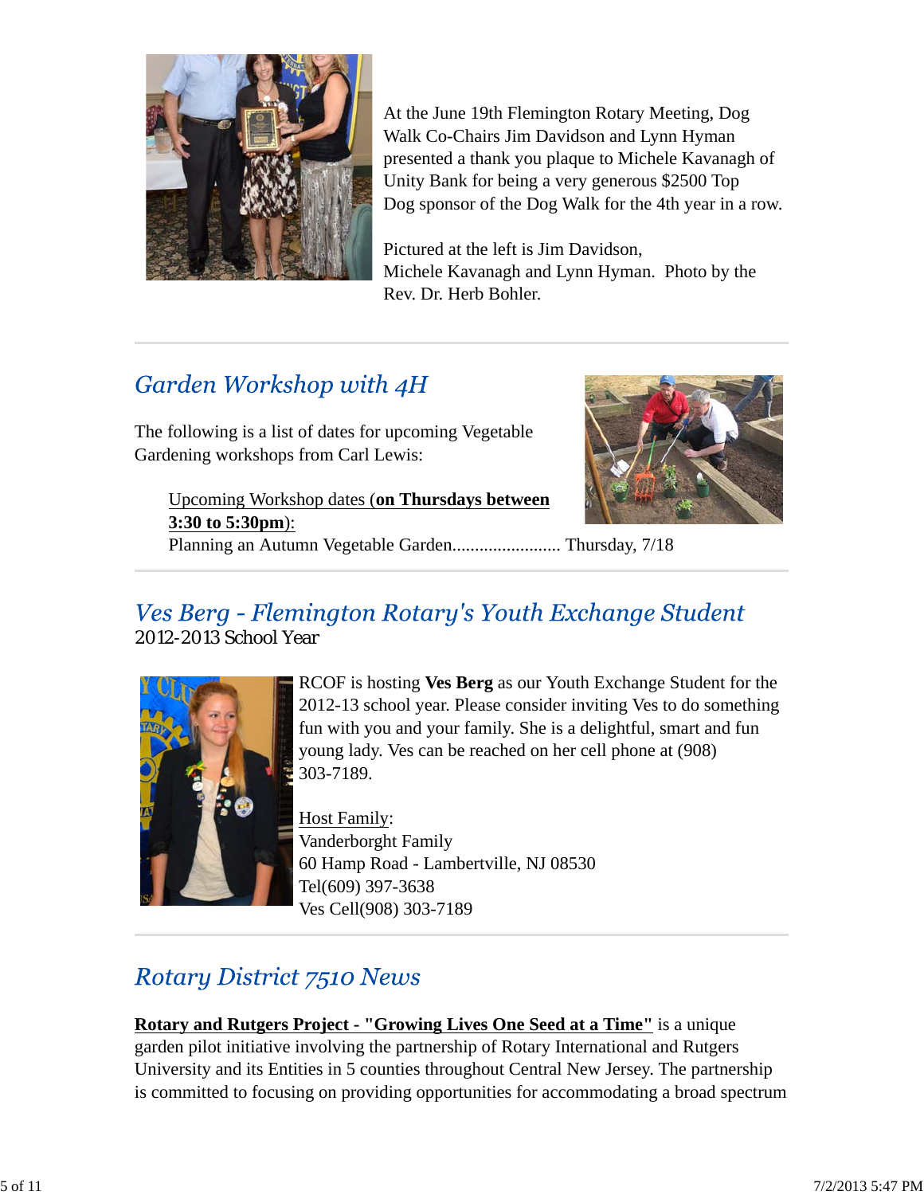At the June 19th Flemington Rotary Meeting, Dog Walk Co-Chairs Jim Davidson and Lynn Hyman presented a thank you plaque to Michele Kavanagh of Unity Bank for being a very generous $2500 Top Dog sponsor of the Dog Walk for the 4th year in a row.

Pictured at the left is Jim Davidson, Michele Kavanagh and Lynn Hyman. Photo by the Rev. Dr. Herb Bohler.

---

## *Garden Workshop with 4H*

The following is a list of dates for upcoming Vegetable Gardening workshops from Carl Lewis:

> Upcoming Workshop dates (**on Thursdays between 3:30 to 5:30pm**):
> Planning an Autumn Vegetable Garden........................ Thursday, 7/18

---

## *Ves Berg - Flemington Rotary's Youth Exchange Student*

2012-2013 School Year

RCOF is hosting **Ves Berg** as our Youth Exchange Student for the 2012-13 school year. Please consider inviting Ves to do something fun with you and your family. She is a delightful, smart and fun young lady. Ves can be reached on her cell phone at (908) 303-7189.

Host Family:
Vanderborght Family
60 Hamp Road - Lambertville, NJ 08530
Tel(609) 397-3638
Ves Cell(908) 303-7189

---

## *Rotary District 7510 News*

**Rotary and Rutgers Project - "Growing Lives One Seed at a Time"** is a unique garden pilot initiative involving the partnership of Rotary International and Rutgers University and its Entities in 5 counties throughout Central New Jersey. The partnership is committed to focusing on providing opportunities for accommodating a broad spectrum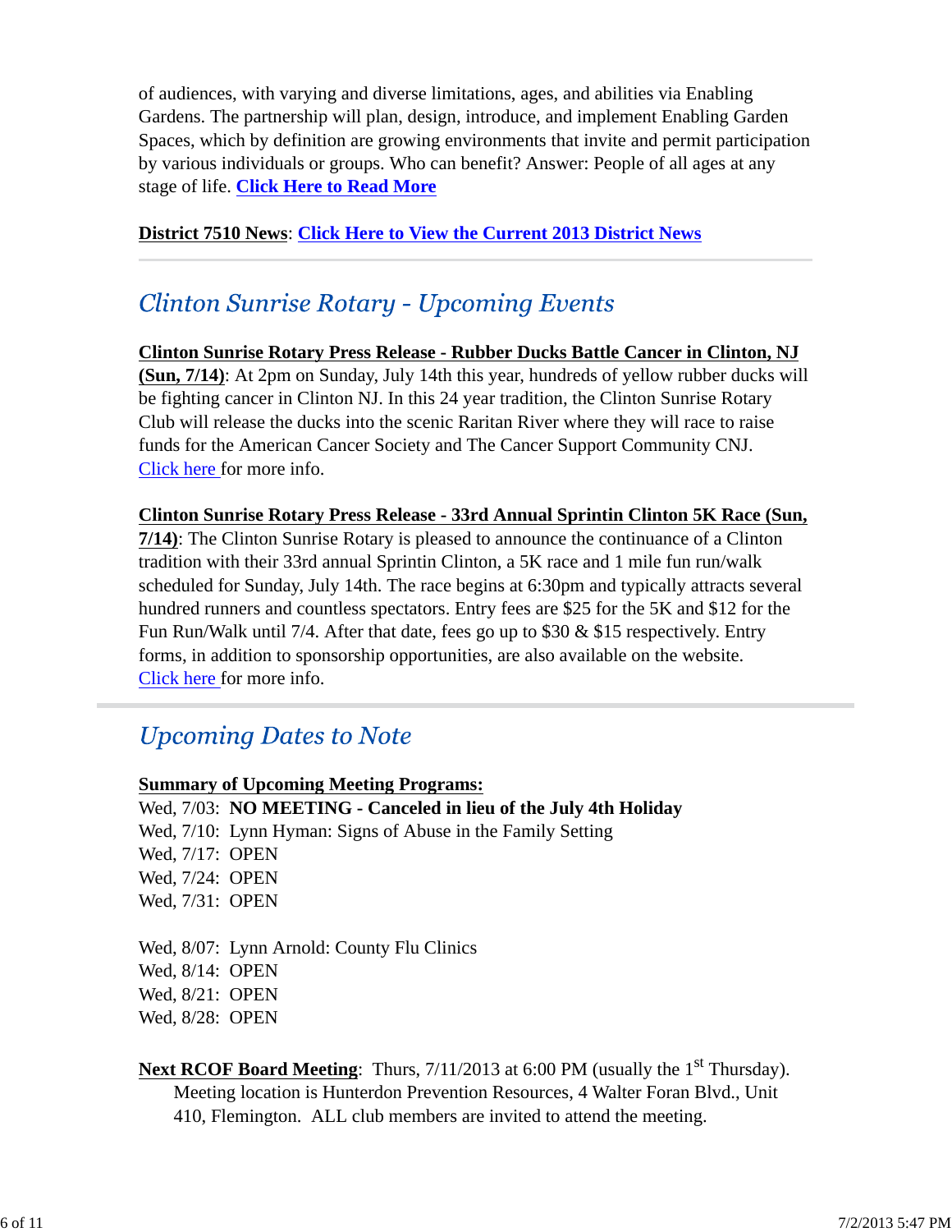of audiences, with varying and diverse limitations, ages, and abilities via Enabling Gardens. The partnership will plan, design, introduce, and implement Enabling Garden Spaces, which by definition are growing environments that invite and permit participation by various individuals or groups. Who can benefit? Answer: People of all ages at any stage of life. **Click Here to Read More**

**District 7510 News**: **Click Here to View the Current 2013 District News**

---

## *Clinton Sunrise Rotary - Upcoming Events*

**Clinton Sunrise Rotary Press Release - Rubber Ducks Battle Cancer in Clinton, NJ (Sun, 7/14)**: At 2pm on Sunday, July 14th this year, hundreds of yellow rubber ducks will be fighting cancer in Clinton NJ. In this 24 year tradition, the Clinton Sunrise Rotary Club will release the ducks into the scenic Raritan River where they will race to raise funds for the American Cancer Society and The Cancer Support Community CNJ. Click here for more info.

**Clinton Sunrise Rotary Press Release - 33rd Annual Sprintin Clinton 5K Race (Sun, 7/14)**: The Clinton Sunrise Rotary is pleased to announce the continuance of a Clinton tradition with their 33rd annual Sprintin Clinton, a 5K race and 1 mile fun run/walk scheduled for Sunday, July 14th. The race begins at 6:30pm and typically attracts several hundred runners and countless spectators. Entry fees are $25 for the 5K and $12 for the Fun Run/Walk until 7/4. After that date, fees go up to $30 & $15 respectively. Entry forms, in addition to sponsorship opportunities, are also available on the website. Click here for more info.

---

## *Upcoming Dates to Note*

**Summary of Upcoming Meeting Programs:**

Wed, 7/03: **NO MEETING - Canceled in lieu of the July 4th Holiday**
Wed, 7/10: Lynn Hyman: Signs of Abuse in the Family Setting
Wed, 7/17: OPEN
Wed, 7/24: OPEN
Wed, 7/31: OPEN

Wed, 8/07: Lynn Arnold: County Flu Clinics
Wed, 8/14: OPEN
Wed, 8/21: OPEN
Wed, 8/28: OPEN

**Next RCOF Board Meeting**: Thurs, 7/11/2013 at 6:00 PM (usually the 1st Thursday). Meeting location is Hunterdon Prevention Resources, 4 Walter Foran Blvd., Unit 410, Flemington. ALL club members are invited to attend the meeting.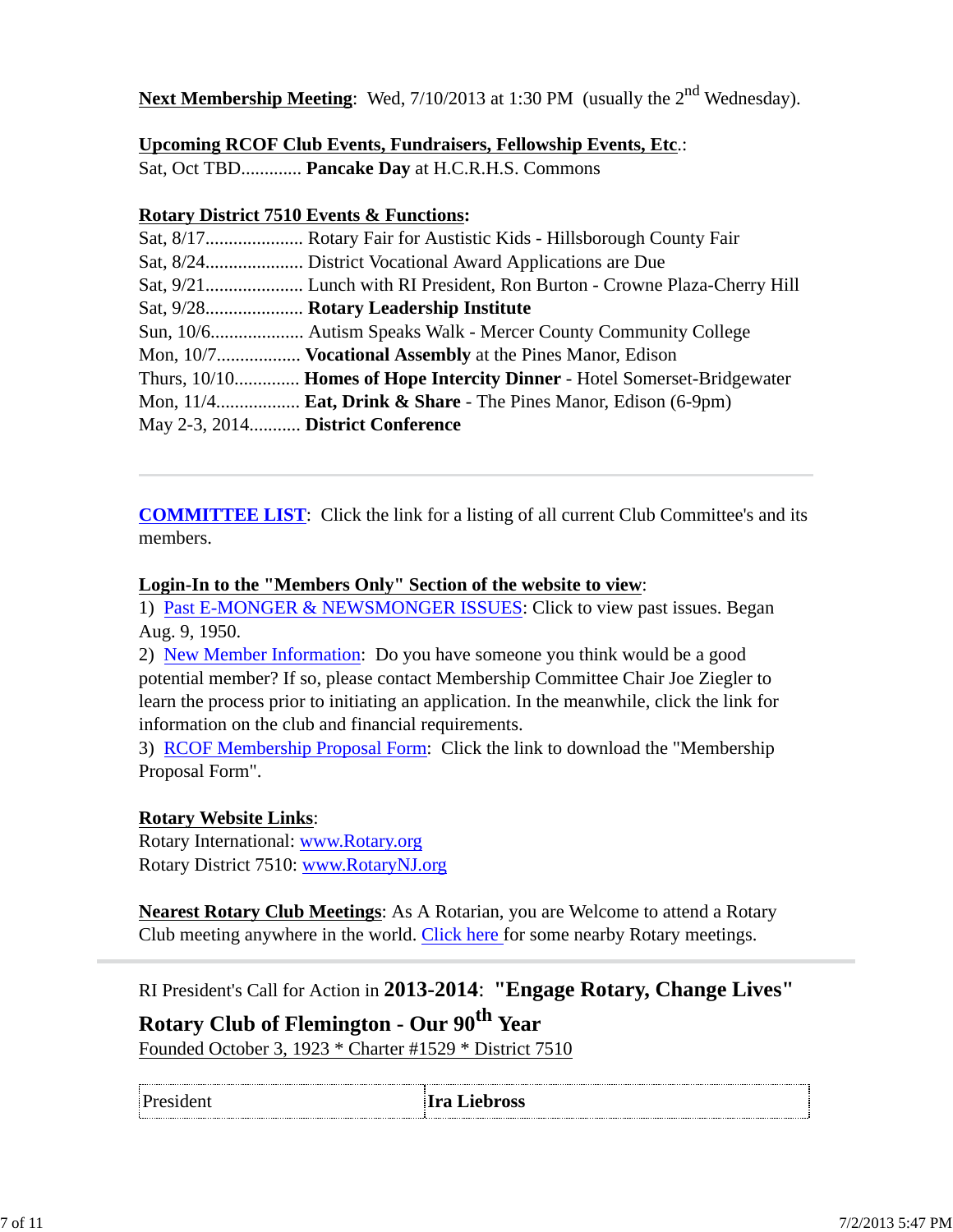**Next Membership Meeting**: Wed, 7/10/2013 at 1:30 PM (usually the 2nd Wednesday).

**Upcoming RCOF Club Events, Fundraisers, Fellowship Events, Etc**.:
Sat, Oct TBD............. **Pancake Day** at H.C.R.H.S. Commons

**Rotary District 7510 Events & Functions:**
Sat, 8/17..................... Rotary Fair for Austistic Kids - Hillsborough County Fair
Sat, 8/24..................... District Vocational Award Applications are Due
Sat, 9/21..................... Lunch with RI President, Ron Burton - Crowne Plaza-Cherry Hill
Sat, 9/28..................... **Rotary Leadership Institute**
Sun, 10/6.................... Autism Speaks Walk - Mercer County Community College
Mon, 10/7.................. **Vocational Assembly** at the Pines Manor, Edison
Thurs, 10/10.............. **Homes of Hope Intercity Dinner** - Hotel Somerset-Bridgewater
Mon, 11/4.................. **Eat, Drink & Share** - The Pines Manor, Edison (6-9pm)
May 2-3, 2014........... **District Conference**

---

**COMMITTEE LIST**: Click the link for a listing of all current Club Committee's and its members.

**Login-In to the "Members Only" Section of the website to view**:
1) Past E-MONGER & NEWSMONGER ISSUES: Click to view past issues. Began Aug. 9, 1950.
2) New Member Information: Do you have someone you think would be a good potential member? If so, please contact Membership Committee Chair Joe Ziegler to learn the process prior to initiating an application. In the meanwhile, click the link for information on the club and financial requirements.
3) RCOF Membership Proposal Form: Click the link to download the "Membership Proposal Form".

**Rotary Website Links**:
Rotary International: www.Rotary.org
Rotary District 7510: www.RotaryNJ.org

**Nearest Rotary Club Meetings**: As A Rotarian, you are Welcome to attend a Rotary Club meeting anywhere in the world. Click here for some nearby Rotary meetings.

---

RI President's Call for Action in **2013-2014**: **"Engage Rotary, Change Lives"**

**Rotary Club of Flemington - Our 90th Year**
Founded October 3, 1923 * Charter #1529 * District 7510

| President | **Ira Liebross** |
|---|---|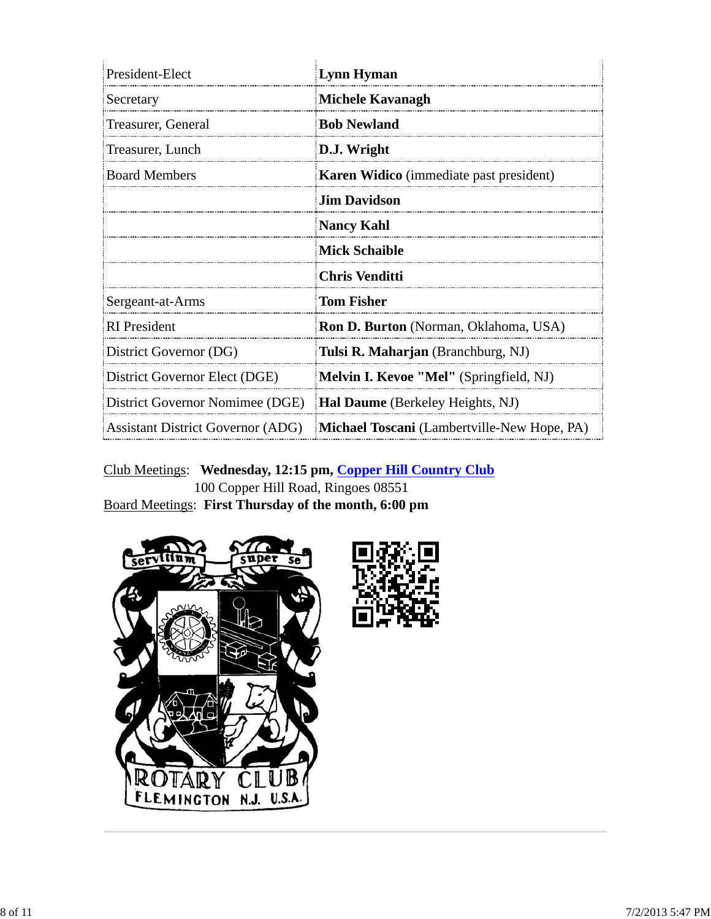| | |
|---|---|
| President-Elect | **Lynn Hyman** |
| Secretary | **Michele Kavanagh** |
| Treasurer, General | **Bob Newland** |
| Treasurer, Lunch | **D.J. Wright** |
| Board Members | **Karen Widico** (immediate past president) |
| | **Jim Davidson** |
| | **Nancy Kahl** |
| | **Mick Schaible** |
| | **Chris Venditti** |
| Sergeant-at-Arms | **Tom Fisher** |
| RI President | **Ron D. Burton** (Norman, Oklahoma, USA) |
| District Governor (DG) | **Tulsi R. Maharjan** (Branchburg, NJ) |
| District Governor Elect (DGE) | **Melvin I. Kevoe "Mel"** (Springfield, NJ) |
| District Governor Nomimee (DGE) | **Hal Daume** (Berkeley Heights, NJ) |
| Assistant District Governor (ADG) | **Michael Toscani** (Lambertville-New Hope, PA) |

Club Meetings: **Wednesday, 12:15 pm, Copper Hill Country Club**
100 Copper Hill Road, Ringoes 08551

Board Meetings: **First Thursday of the month, 6:00 pm**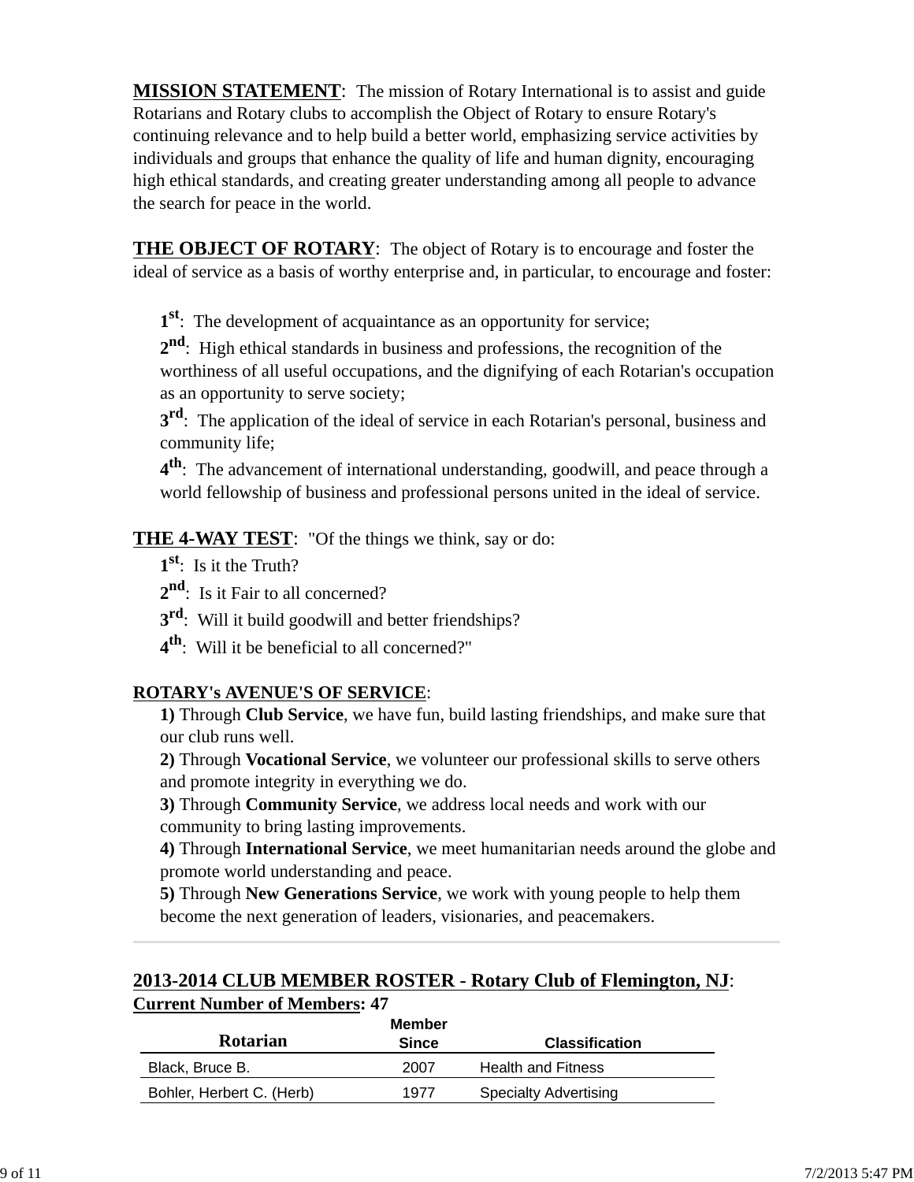**MISSION STATEMENT**:  The mission of Rotary International is to assist and guide Rotarians and Rotary clubs to accomplish the Object of Rotary to ensure Rotary's continuing relevance and to help build a better world, emphasizing service activities by individuals and groups that enhance the quality of life and human dignity, encouraging high ethical standards, and creating greater understanding among all people to advance the search for peace in the world.

**THE OBJECT OF ROTARY**:  The object of Rotary is to encourage and foster the ideal of service as a basis of worthy enterprise and, in particular, to encourage and foster:

**1st**:  The development of acquaintance as an opportunity for service;
**2nd**:  High ethical standards in business and professions, the recognition of the worthiness of all useful occupations, and the dignifying of each Rotarian's occupation as an opportunity to serve society;
**3rd**:  The application of the ideal of service in each Rotarian's personal, business and community life;
**4th**:  The advancement of international understanding, goodwill, and peace through a world fellowship of business and professional persons united in the ideal of service.

**THE 4-WAY TEST**:  "Of the things we think, say or do:
**1st**:  Is it the Truth?
**2nd**:  Is it Fair to all concerned?
**3rd**:  Will it build goodwill and better friendships?
**4th**:  Will it be beneficial to all concerned?"

**ROTARY's AVENUE'S OF SERVICE**:
**1)** Through **Club Service**, we have fun, build lasting friendships, and make sure that our club runs well.
**2)** Through **Vocational Service**, we volunteer our professional skills to serve others and promote integrity in everything we do.
**3)** Through **Community Service**, we address local needs and work with our community to bring lasting improvements.
**4)** Through **International Service**, we meet humanitarian needs around the globe and promote world understanding and peace.
**5)** Through **New Generations Service**, we work with young people to help them become the next generation of leaders, visionaries, and peacemakers.

---

**2013-2014 CLUB MEMBER ROSTER - Rotary Club of Flemington, NJ**:
**Current Number of Members: 47**

| Rotarian | Member Since | Classification |
|---|---|---|
| Black, Bruce B. | 2007 | Health and Fitness |
| Bohler, Herbert C. (Herb) | 1977 | Specialty Advertising |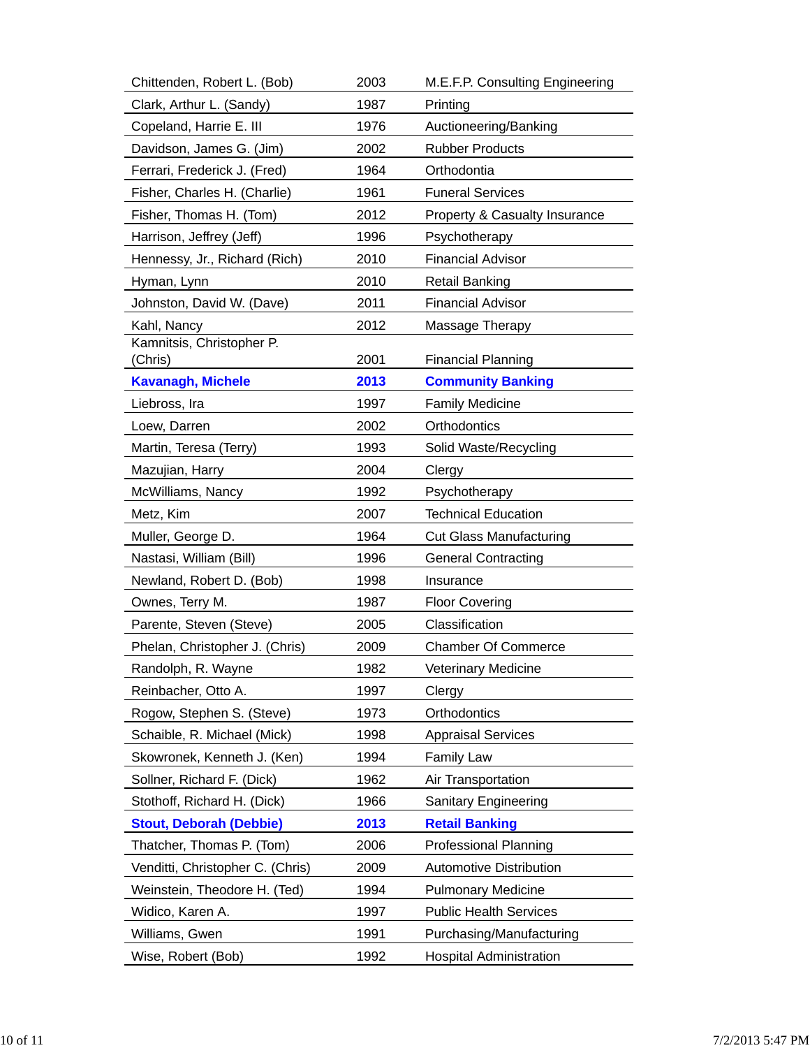| | | |
|---|---|---|
| Chittenden, Robert L. (Bob) | 2003 | M.E.F.P. Consulting Engineering |
| Clark, Arthur L. (Sandy) | 1987 | Printing |
| Copeland, Harrie E. III | 1976 | Auctioneering/Banking |
| Davidson, James G. (Jim) | 2002 | Rubber Products |
| Ferrari, Frederick J. (Fred) | 1964 | Orthodontia |
| Fisher, Charles H. (Charlie) | 1961 | Funeral Services |
| Fisher, Thomas H. (Tom) | 2012 | Property & Casualty Insurance |
| Harrison, Jeffrey (Jeff) | 1996 | Psychotherapy |
| Hennessy, Jr., Richard (Rich) | 2010 | Financial Advisor |
| Hyman, Lynn | 2010 | Retail Banking |
| Johnston, David W. (Dave) | 2011 | Financial Advisor |
| Kahl, Nancy | 2012 | Massage Therapy |
| Kamnitsis, Christopher P. (Chris) | 2001 | Financial Planning |
| **Kavanagh, Michele** | **2013** | **Community Banking** |
| Liebross, Ira | 1997 | Family Medicine |
| Loew, Darren | 2002 | Orthodontics |
| Martin, Teresa (Terry) | 1993 | Solid Waste/Recycling |
| Mazujian, Harry | 2004 | Clergy |
| McWilliams, Nancy | 1992 | Psychotherapy |
| Metz, Kim | 2007 | Technical Education |
| Muller, George D. | 1964 | Cut Glass Manufacturing |
| Nastasi, William (Bill) | 1996 | General Contracting |
| Newland, Robert D. (Bob) | 1998 | Insurance |
| Ownes, Terry M. | 1987 | Floor Covering |
| Parente, Steven (Steve) | 2005 | Classification |
| Phelan, Christopher J. (Chris) | 2009 | Chamber Of Commerce |
| Randolph, R. Wayne | 1982 | Veterinary Medicine |
| Reinbacher, Otto A. | 1997 | Clergy |
| Rogow, Stephen S. (Steve) | 1973 | Orthodontics |
| Schaible, R. Michael (Mick) | 1998 | Appraisal Services |
| Skowronek, Kenneth J. (Ken) | 1994 | Family Law |
| Sollner, Richard F. (Dick) | 1962 | Air Transportation |
| Stothoff, Richard H. (Dick) | 1966 | Sanitary Engineering |
| **Stout, Deborah (Debbie)** | **2013** | **Retail Banking** |
| Thatcher, Thomas P. (Tom) | 2006 | Professional Planning |
| Venditti, Christopher C. (Chris) | 2009 | Automotive Distribution |
| Weinstein, Theodore H. (Ted) | 1994 | Pulmonary Medicine |
| Widico, Karen A. | 1997 | Public Health Services |
| Williams, Gwen | 1991 | Purchasing/Manufacturing |
| Wise, Robert (Bob) | 1992 | Hospital Administration |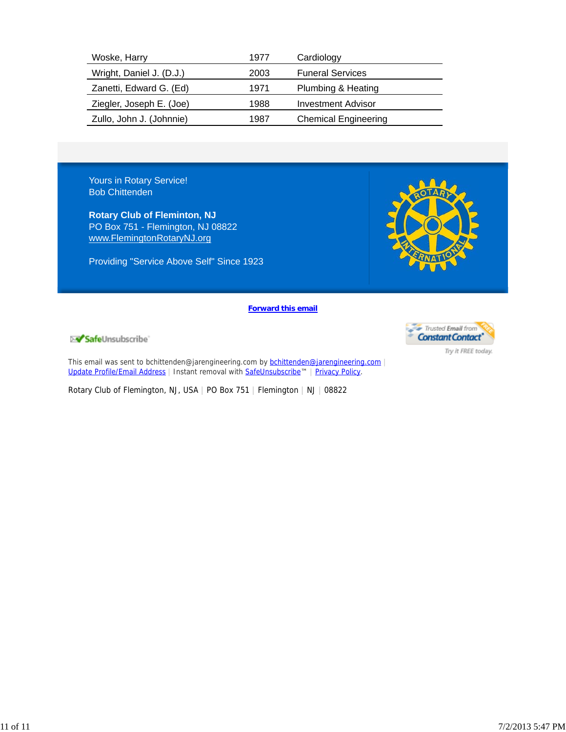| | | |
|---|---|---|
| Woske, Harry | 1977 | Cardiology |
| Wright, Daniel J. (D.J.) | 2003 | Funeral Services |
| Zanetti, Edward G. (Ed) | 1971 | Plumbing & Heating |
| Ziegler, Joseph E. (Joe) | 1988 | Investment Advisor |
| Zullo, John J. (Johnnie) | 1987 | Chemical Engineering |

Yours in Rotary Service!
Bob Chittenden

**Rotary Club of Fleminton, NJ**
PO Box 751 - Flemington, NJ 08822
www.FlemingtonRotaryNJ.org

Providing "Service Above Self" Since 1923

**Forward this email**

SafeUnsubscribe

Trusted Email from Constant Contact
Try it FREE today.

This email was sent to bchittenden@jarengineering.com by bchittenden@jarengineering.com | Update Profile/Email Address | Instant removal with SafeUnsubscribe™ | Privacy Policy.

Rotary Club of Flemington, NJ, USA | PO Box 751 | Flemington | NJ | 08822